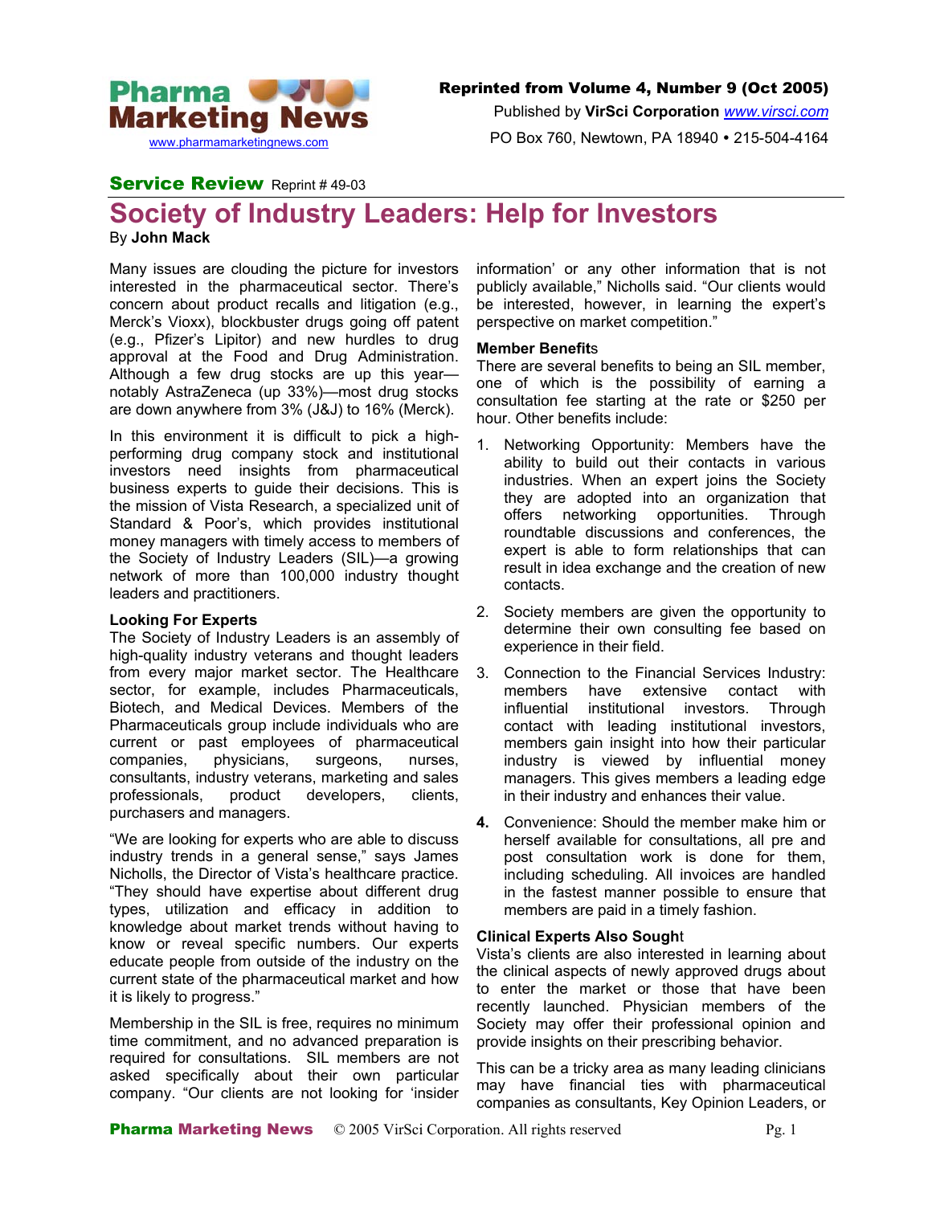Reprinted from Volume 4, Number 9 (Oct 2005)

Published by **VirSci Corporation** www.virsci.com

PO Box 760, Newtown, PA 18940 • 215-504-4164

**Service Review** Reprint # 49-03

# Society of Industry Leaders: Help for Investors

By **John Mack**

Many issues are clouding the picture for investors interested in the pharmaceutical sector. There's concern about product recalls and litigation (e.g., Merck's Vioxx), blockbuster drugs going off patent (e.g., Pfizer's Lipitor) and new hurdles to drug approval at the Food and Drug Administration. Although a few drug stocks are up this year—notably AstraZeneca (up 33%)—most drug stocks are down anywhere from 3% (J&J) to 16% (Merck).

In this environment it is difficult to pick a high-performing drug company stock and institutional investors need insights from pharmaceutical business experts to guide their decisions. This is the mission of Vista Research, a specialized unit of Standard & Poor's, which provides institutional money managers with timely access to members of the Society of Industry Leaders (SIL)—a growing network of more than 100,000 industry thought leaders and practitioners.

### Looking For Experts

The Society of Industry Leaders is an assembly of high-quality industry veterans and thought leaders from every major market sector. The Healthcare sector, for example, includes Pharmaceuticals, Biotech, and Medical Devices. Members of the Pharmaceuticals group include individuals who are current or past employees of pharmaceutical companies, physicians, surgeons, nurses, consultants, industry veterans, marketing and sales professionals, product developers, clients, purchasers and managers.

"We are looking for experts who are able to discuss industry trends in a general sense," says James Nicholls, the Director of Vista's healthcare practice. "They should have expertise about different drug types, utilization and efficacy in addition to knowledge about market trends without having to know or reveal specific numbers. Our experts educate people from outside of the industry on the current state of the pharmaceutical market and how it is likely to progress."

Membership in the SIL is free, requires no minimum time commitment, and no advanced preparation is required for consultations. SIL members are not asked specifically about their own particular company. "Our clients are not looking for 'insider information' or any other information that is not publicly available," Nicholls said. "Our clients would be interested, however, in learning the expert's perspective on market competition."

### Member Benefits

There are several benefits to being an SIL member, one of which is the possibility of earning a consultation fee starting at the rate or $250 per hour. Other benefits include:

1. Networking Opportunity: Members have the ability to build out their contacts in various industries. When an expert joins the Society they are adopted into an organization that offers networking opportunities. Through roundtable discussions and conferences, the expert is able to form relationships that can result in idea exchange and the creation of new contacts.
2. Society members are given the opportunity to determine their own consulting fee based on experience in their field.
3. Connection to the Financial Services Industry: members have extensive contact with influential institutional investors. Through contact with leading institutional investors, members gain insight into how their particular industry is viewed by influential money managers. This gives members a leading edge in their industry and enhances their value.
4. Convenience: Should the member make him or herself available for consultations, all pre and post consultation work is done for them, including scheduling. All invoices are handled in the fastest manner possible to ensure that members are paid in a timely fashion.

### Clinical Experts Also Sought

Vista's clients are also interested in learning about the clinical aspects of newly approved drugs about to enter the market or those that have been recently launched. Physician members of the Society may offer their professional opinion and provide insights on their prescribing behavior.

This can be a tricky area as many leading clinicians may have financial ties with pharmaceutical companies as consultants, Key Opinion Leaders, or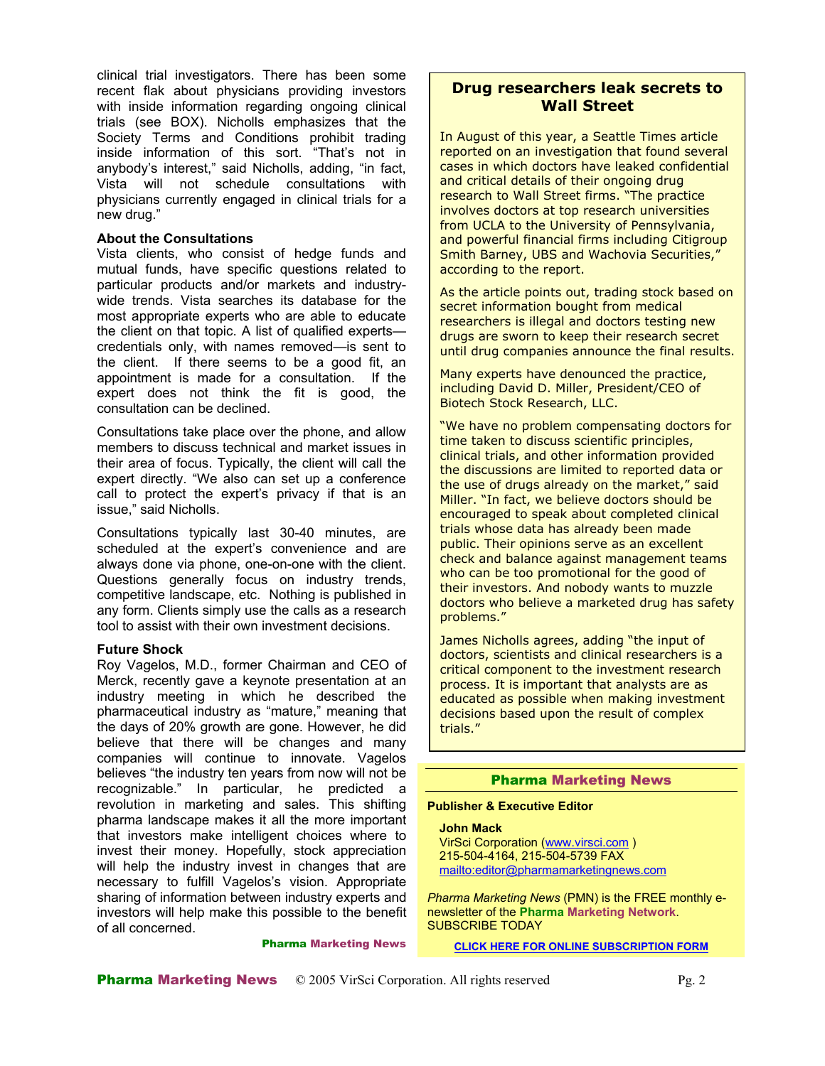clinical trial investigators. There has been some recent flak about physicians providing investors with inside information regarding ongoing clinical trials (see BOX). Nicholls emphasizes that the Society Terms and Conditions prohibit trading inside information of this sort. "That's not in anybody's interest," said Nicholls, adding, "in fact, Vista will not schedule consultations with physicians currently engaged in clinical trials for a new drug."

**About the Consultations**

Vista clients, who consist of hedge funds and mutual funds, have specific questions related to particular products and/or markets and industry-wide trends. Vista searches its database for the most appropriate experts who are able to educate the client on that topic. A list of qualified experts—credentials only, with names removed—is sent to the client. If there seems to be a good fit, an appointment is made for a consultation. If the expert does not think the fit is good, the consultation can be declined.

Consultations take place over the phone, and allow members to discuss technical and market issues in their area of focus. Typically, the client will call the expert directly. "We also can set up a conference call to protect the expert's privacy if that is an issue," said Nicholls.

Consultations typically last 30-40 minutes, are scheduled at the expert's convenience and are always done via phone, one-on-one with the client. Questions generally focus on industry trends, competitive landscape, etc. Nothing is published in any form. Clients simply use the calls as a research tool to assist with their own investment decisions.

**Future Shock**

Roy Vagelos, M.D., former Chairman and CEO of Merck, recently gave a keynote presentation at an industry meeting in which he described the pharmaceutical industry as "mature," meaning that the days of 20% growth are gone. However, he did believe that there will be changes and many companies will continue to innovate. Vagelos believes "the industry ten years from now will not be recognizable." In particular, he predicted a revolution in marketing and sales. This shifting pharma landscape makes it all the more important that investors make intelligent choices where to invest their money. Hopefully, stock appreciation will help the industry invest in changes that are necessary to fulfill Vagelos's vision. Appropriate sharing of information between industry experts and investors will help make this possible to the benefit of all concerned.

**Pharma Marketing News**

## Drug researchers leak secrets to Wall Street

In August of this year, a Seattle Times article reported on an investigation that found several cases in which doctors have leaked confidential and critical details of their ongoing drug research to Wall Street firms. "The practice involves doctors at top research universities from UCLA to the University of Pennsylvania, and powerful financial firms including Citigroup Smith Barney, UBS and Wachovia Securities," according to the report.

As the article points out, trading stock based on secret information bought from medical researchers is illegal and doctors testing new drugs are sworn to keep their research secret until drug companies announce the final results.

Many experts have denounced the practice, including David D. Miller, President/CEO of Biotech Stock Research, LLC.

"We have no problem compensating doctors for time taken to discuss scientific principles, clinical trials, and other information provided the discussions are limited to reported data or the use of drugs already on the market," said Miller. "In fact, we believe doctors should be encouraged to speak about completed clinical trials whose data has already been made public. Their opinions serve as an excellent check and balance against management teams who can be too promotional for the good of their investors. And nobody wants to muzzle doctors who believe a marketed drug has safety problems."

James Nicholls agrees, adding "the input of doctors, scientists and clinical researchers is a critical component to the investment research process. It is important that analysts are as educated as possible when making investment decisions based upon the result of complex trials."

**Pharma Marketing News**

**Publisher & Executive Editor**

**John Mack**
VirSci Corporation (www.virsci.com )
215-504-4164, 215-504-5739 FAX
mailto:editor@pharmamarketingnews.com

*Pharma Marketing News* (PMN) is the FREE monthly e-newsletter of the **Pharma Marketing Network**. SUBSCRIBE TODAY

**CLICK HERE FOR ONLINE SUBSCRIPTION FORM**